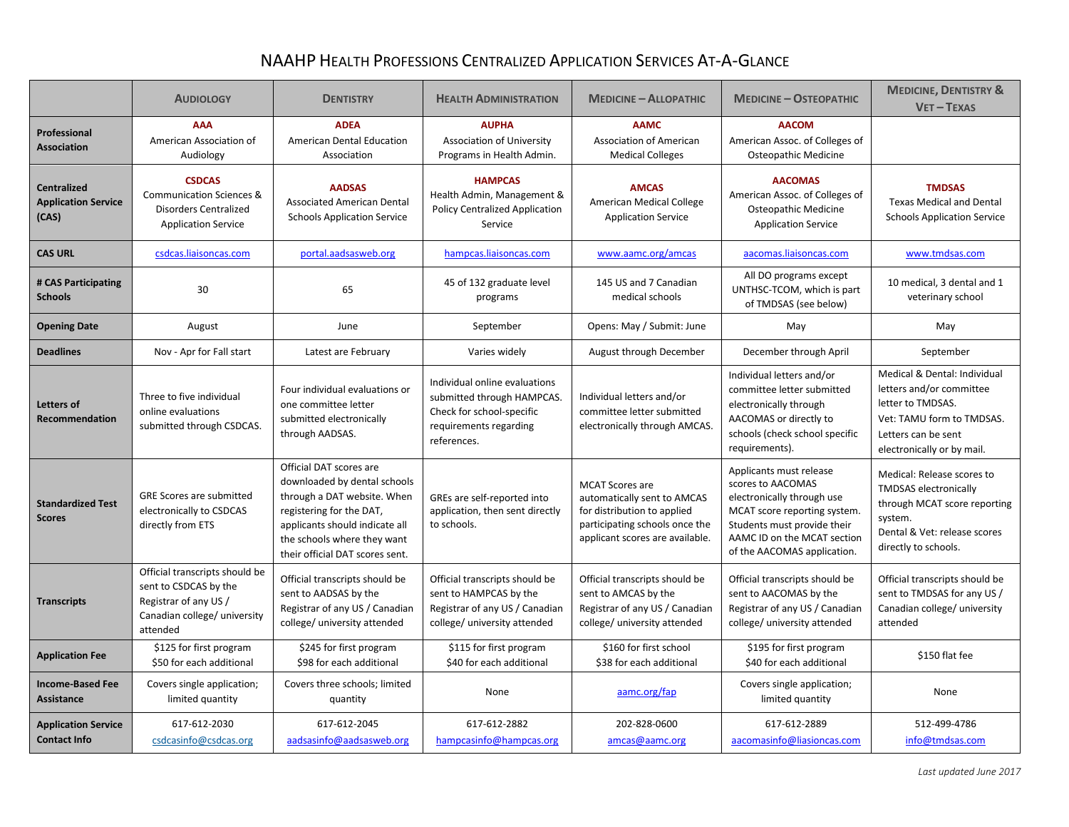# NAAHP Health Professions Centralized Application Services At-A-Glance

| | Audiology | Dentistry | Health Administration | Medicine – Allopathic | Medicine – Osteopathic | Medicine, Dentistry & Vet – Texas |
|---|---|---|---|---|---|---|
| **Professional Association** | **AAA** American Association of Audiology | **ADEA** American Dental Education Association | **AUPHA** Association of University Programs in Health Admin. | **AAMC** Association of American Medical Colleges | **AACOM** American Assoc. of Colleges of Osteopathic Medicine | |
| **Centralized Application Service (CAS)** | **CSDCAS** Communication Sciences & Disorders Centralized Application Service | **AADSAS** Associated American Dental Schools Application Service | **HAMPCAS** Health Admin, Management & Policy Centralized Application Service | **AMCAS** American Medical College Application Service | **AACOMAS** American Assoc. of Colleges of Osteopathic Medicine Application Service | **TMDSAS** Texas Medical and Dental Schools Application Service |
| **CAS URL** | csdcas.liaisoncas.com | portal.aadsasweb.org | hampcas.liaisoncas.com | www.aamc.org/amcas | aacomas.liaisoncas.com | www.tmdsas.com |
| **# CAS Participating Schools** | 30 | 65 | 45 of 132 graduate level programs | 145 US and 7 Canadian medical schools | All DO programs except UNTHSC-TCOM, which is part of TMDSAS (see below) | 10 medical, 3 dental and 1 veterinary school |
| **Opening Date** | August | June | September | Opens: May / Submit: June | May | May |
| **Deadlines** | Nov - Apr for Fall start | Latest are February | Varies widely | August through December | December through April | September |
| **Letters of Recommendation** | Three to five individual online evaluations submitted through CSDCAS. | Four individual evaluations or one committee letter submitted electronically through AADSAS. | Individual online evaluations submitted through HAMPCAS. Check for school-specific requirements regarding references. | Individual letters and/or committee letter submitted electronically through AMCAS. | Individual letters and/or committee letter submitted electronically through AACOMAS or directly to schools (check school specific requirements). | Medical & Dental: Individual letters and/or committee letter to TMDSAS. Vet: TAMU form to TMDSAS. Letters can be sent electronically or by mail. |
| **Standardized Test Scores** | GRE Scores are submitted electronically to CSDCAS directly from ETS | Official DAT scores are downloaded by dental schools through a DAT website. When registering for the DAT, applicants should indicate all the schools where they want their official DAT scores sent. | GREs are self-reported into application, then sent directly to schools. | MCAT Scores are automatically sent to AMCAS for distribution to applied participating schools once the applicant scores are available. | Applicants must release scores to AACOMAS electronically through use MCAT score reporting system. Students must provide their AAMC ID on the MCAT section of the AACOMAS application. | Medical: Release scores to TMDSAS electronically through MCAT score reporting system. Dental & Vet: release scores directly to schools. |
| **Transcripts** | Official transcripts should be sent to CSDCAS by the Registrar of any US / Canadian college/ university attended | Official transcripts should be sent to AADSAS by the Registrar of any US / Canadian college/ university attended | Official transcripts should be sent to HAMPCAS by the Registrar of any US / Canadian college/ university attended | Official transcripts should be sent to AMCAS by the Registrar of any US / Canadian college/ university attended | Official transcripts should be sent to AACOMAS by the Registrar of any US / Canadian college/ university attended | Official transcripts should be sent to TMDSAS for any US / Canadian college/ university attended |
| **Application Fee** | $125 for first program $50 for each additional | $245 for first program $98 for each additional | $115 for first program $40 for each additional | $160 for first school $38 for each additional | $195 for first program $40 for each additional | $150 flat fee |
| **Income-Based Fee Assistance** | Covers single application; limited quantity | Covers three schools; limited quantity | None | aamc.org/fap | Covers single application; limited quantity | None |
| **Application Service Contact Info** | 617-612-2030 csdcasinfo@csdcas.org | 617-612-2045 aadsasinfo@aadsasweb.org | 617-612-2882 hampcasinfo@hampcas.org | 202-828-0600 amcas@aamc.org | 617-612-2889 aacomasinfo@liasioncas.com | 512-499-4786 info@tmdsas.com |

*Last updated June 2017*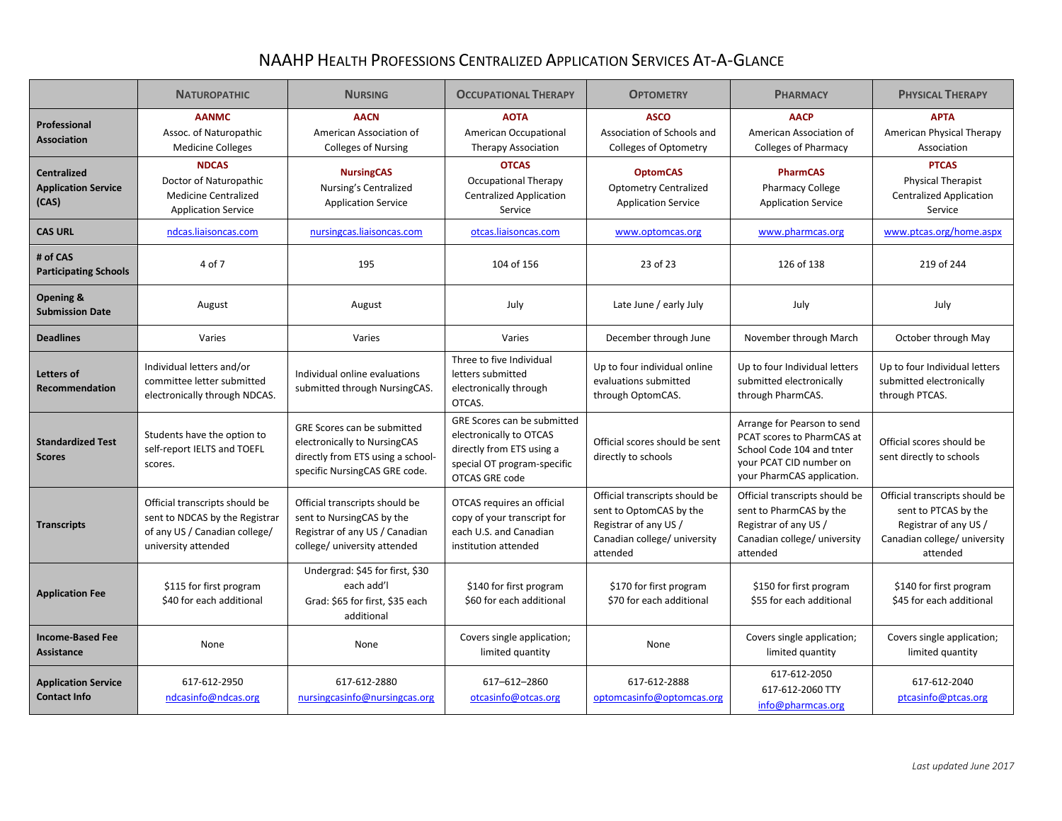# NAAHP Health Professions Centralized Application Services At-A-Glance

| | Naturopathic | Nursing | Occupational Therapy | Optometry | Pharmacy | Physical Therapy |
|---|---|---|---|---|---|---|
| **Professional Association** | **AANMC** Assoc. of Naturopathic Medicine Colleges | **AACN** American Association of Colleges of Nursing | **AOTA** American Occupational Therapy Association | **ASCO** Association of Schools and Colleges of Optometry | **AACP** American Association of Colleges of Pharmacy | **APTA** American Physical Therapy Association |
| **Centralized Application Service (CAS)** | **NDCAS** Doctor of Naturopathic Medicine Centralized Application Service | **NursingCAS** Nursing's Centralized Application Service | **OTCAS** Occupational Therapy Centralized Application Service | **OptomCAS** Optometry Centralized Application Service | **PharmCAS** Pharmacy College Application Service | **PTCAS** Physical Therapist Centralized Application Service |
| **CAS URL** | ndcas.liaisoncas.com | nursingcas.liaisoncas.com | otcas.liaisoncas.com | www.optomcas.org | www.pharmcas.org | www.ptcas.org/home.aspx |
| **# of CAS Participating Schools** | 4 of 7 | 195 | 104 of 156 | 23 of 23 | 126 of 138 | 219 of 244 |
| **Opening & Submission Date** | August | August | July | Late June / early July | July | July |
| **Deadlines** | Varies | Varies | Varies | December through June | November through March | October through May |
| **Letters of Recommendation** | Individual letters and/or committee letter submitted electronically through NDCAS. | Individual online evaluations submitted through NursingCAS. | Three to five Individual letters submitted electronically through OTCAS. | Up to four individual online evaluations submitted through OptomCAS. | Up to four Individual letters submitted electronically through PharmCAS. | Up to four Individual letters submitted electronically through PTCAS. |
| **Standardized Test Scores** | Students have the option to self-report IELTS and TOEFL scores. | GRE Scores can be submitted electronically to NursingCAS directly from ETS using a school-specific NursingCAS GRE code. | GRE Scores can be submitted electronically to OTCAS directly from ETS using a special OT program-specific OTCAS GRE code | Official scores should be sent directly to schools | Arrange for Pearson to send PCAT scores to PharmCAS at School Code 104 and tnter your PCAT CID number on your PharmCAS application. | Official scores should be sent directly to schools |
| **Transcripts** | Official transcripts should be sent to NDCAS by the Registrar of any US / Canadian college/ university attended | Official transcripts should be sent to NursingCAS by the Registrar of any US / Canadian college/ university attended | OTCAS requires an official copy of your transcript for each U.S. and Canadian institution attended | Official transcripts should be sent to OptomCAS by the Registrar of any US / Canadian college/ university attended | Official transcripts should be sent to PharmCAS by the Registrar of any US / Canadian college/ university attended | Official transcripts should be sent to PTCAS by the Registrar of any US / Canadian college/ university attended |
| **Application Fee** | $115 for first program $40 for each additional | Undergrad: $45 for first, $30 each add'l Grad: $65 for first, $35 each additional | $140 for first program $60 for each additional | $170 for first program $70 for each additional | $150 for first program $55 for each additional | $140 for first program $45 for each additional |
| **Income-Based Fee Assistance** | None | None | Covers single application; limited quantity | None | Covers single application; limited quantity | Covers single application; limited quantity |
| **Application Service Contact Info** | 617-612-2950 ndcasinfo@ndcas.org | 617-612-2880 nursingcasinfo@nursingcas.org | 617–612–2860 otcasinfo@otcas.org | 617-612-2888 optomcasinfo@optomcas.org | 617-612-2050 617-612-2060 TTY info@pharmcas.org | 617-612-2040 ptcasinfo@ptcas.org |

*Last updated June 2017*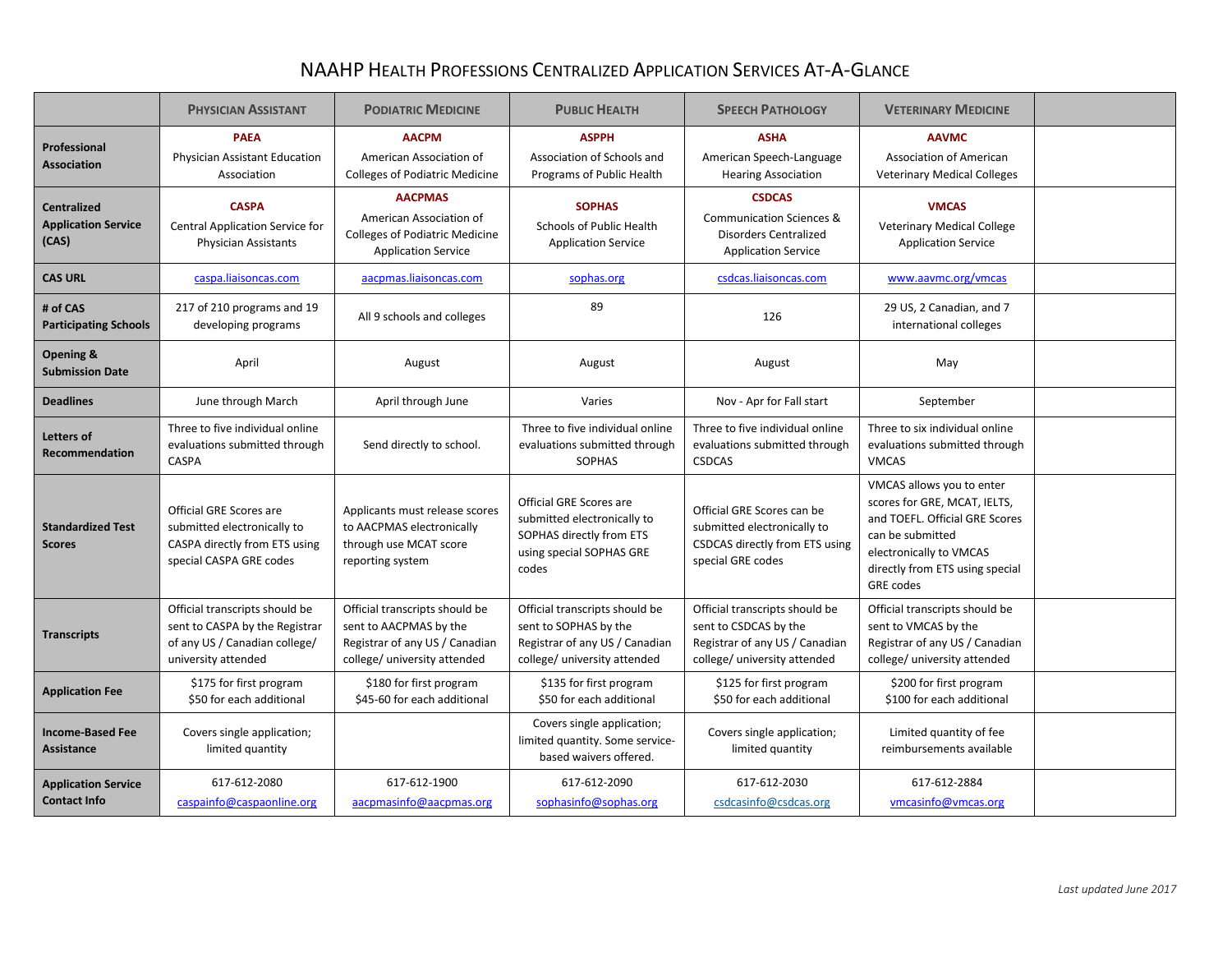# NAAHP Health Professions Centralized Application Services At-A-Glance

| | **Physician Assistant** | **Podiatric Medicine** | **Public Health** | **Speech Pathology** | **Veterinary Medicine** | |
|---|---|---|---|---|---|---|
| **Professional Association** | **PAEA** Physician Assistant Education Association | **AACPM** American Association of Colleges of Podiatric Medicine | **ASPPH** Association of Schools and Programs of Public Health | **ASHA** American Speech-Language Hearing Association | **AAVMC** Association of American Veterinary Medical Colleges | |
| **Centralized Application Service (CAS)** | **CASPA** Central Application Service for Physician Assistants | **AACPMAS** American Association of Colleges of Podiatric Medicine Application Service | **SOPHAS** Schools of Public Health Application Service | **CSDCAS** Communication Sciences & Disorders Centralized Application Service | **VMCAS** Veterinary Medical College Application Service | |
| **CAS URL** | caspa.liaisoncas.com | aacpmas.liaisoncas.com | sophas.org | csdcas.liaisoncas.com | www.aavmc.org/vmcas | |
| **# of CAS Participating Schools** | 217 of 210 programs and 19 developing programs | All 9 schools and colleges | 89 | 126 | 29 US, 2 Canadian, and 7 international colleges | |
| **Opening & Submission Date** | April | August | August | August | May | |
| **Deadlines** | June through March | April through June | Varies | Nov - Apr for Fall start | September | |
| **Letters of Recommendation** | Three to five individual online evaluations submitted through CASPA | Send directly to school. | Three to five individual online evaluations submitted through SOPHAS | Three to five individual online evaluations submitted through CSDCAS | Three to six individual online evaluations submitted through VMCAS | |
| **Standardized Test Scores** | Official GRE Scores are submitted electronically to CASPA directly from ETS using special CASPA GRE codes | Applicants must release scores to AACPMAS electronically through use MCAT score reporting system | Official GRE Scores are submitted electronically to SOPHAS directly from ETS using special SOPHAS GRE codes | Official GRE Scores can be submitted electronically to CSDCAS directly from ETS using special GRE codes | VMCAS allows you to enter scores for GRE, MCAT, IELTS, and TOEFL. Official GRE Scores can be submitted electronically to VMCAS directly from ETS using special GRE codes | |
| **Transcripts** | Official transcripts should be sent to CASPA by the Registrar of any US / Canadian college/ university attended | Official transcripts should be sent to AACPMAS by the Registrar of any US / Canadian college/ university attended | Official transcripts should be sent to SOPHAS by the Registrar of any US / Canadian college/ university attended | Official transcripts should be sent to CSDCAS by the Registrar of any US / Canadian college/ university attended | Official transcripts should be sent to VMCAS by the Registrar of any US / Canadian college/ university attended | |
| **Application Fee** | $175 for first program $50 for each additional | $180 for first program $45-60 for each additional | $135 for first program $50 for each additional | $125 for first program $50 for each additional | $200 for first program $100 for each additional | |
| **Income-Based Fee Assistance** | Covers single application; limited quantity | | Covers single application; limited quantity. Some service-based waivers offered. | Covers single application; limited quantity | Limited quantity of fee reimbursements available | |
| **Application Service Contact Info** | 617-612-2080 caspainfo@caspaonline.org | 617-612-1900 aacpmasinfo@aacpmas.org | 617-612-2090 sophasinfo@sophas.org | 617-612-2030 csdcasinfo@csdcas.org | 617-612-2884 vmcasinfo@vmcas.org | |

*Last updated June 2017*